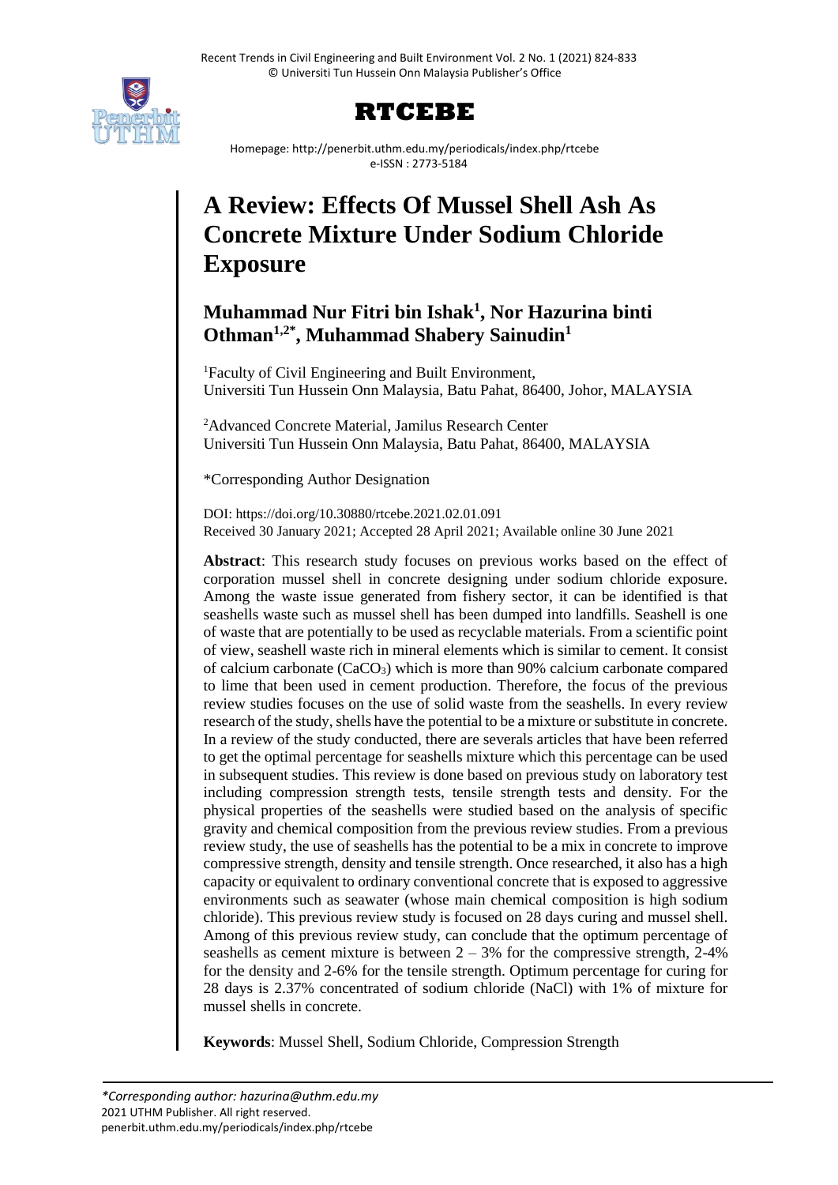# A Review: Effects Of Mussel Shell Ash As Concrete Mixture Under Sodium Chloride Exposure

**Muhammad Nur Fitri bin Ishak[1], Nor Hazurina binti Othman[1,2*], Muhammad Shabery Sainudin[1]**

[1]Faculty of Civil Engineering and Built Environment, Universiti Tun Hussein Onn Malaysia, Batu Pahat, 86400, Johor, MALAYSIA

[2]Advanced Concrete Material, Jamilus Research Center Universiti Tun Hussein Onn Malaysia, Batu Pahat, 86400, MALAYSIA

*Corresponding Author Designation

DOI: https://doi.org/10.30880/rtcebe.2021.02.01.091
Received 30 January 2021; Accepted 28 April 2021; Available online 30 June 2021

**Abstract**: This research study focuses on previous works based on the effect of corporation mussel shell in concrete designing under sodium chloride exposure. Among the waste issue generated from fishery sector, it can be identified is that seashells waste such as mussel shell has been dumped into landfills. Seashell is one of waste that are potentially to be used as recyclable materials. From a scientific point of view, seashell waste rich in mineral elements which is similar to cement. It consist of calcium carbonate ($CaCO_3$) which is more than 90% calcium carbonate compared to lime that been used in cement production. Therefore, the focus of the previous review studies focuses on the use of solid waste from the seashells. In every review research of the study, shells have the potential to be a mixture or substitute in concrete. In a review of the study conducted, there are severals articles that have been referred to get the optimal percentage for seashells mixture which this percentage can be used in subsequent studies. This review is done based on previous study on laboratory test including compression strength tests, tensile strength tests and density. For the physical properties of the seashells were studied based on the analysis of specific gravity and chemical composition from the previous review studies. From a previous review study, the use of seashells has the potential to be a mix in concrete to improve compressive strength, density and tensile strength. Once researched, it also has a high capacity or equivalent to ordinary conventional concrete that is exposed to aggressive environments such as seawater (whose main chemical composition is high sodium chloride). This previous review study is focused on 28 days curing and mussel shell. Among of this previous review study, can conclude that the optimum percentage of seashells as cement mixture is between 2 – 3% for the compressive strength, 2-4% for the density and 2-6% for the tensile strength. Optimum percentage for curing for 28 days is 2.37% concentrated of sodium chloride (NaCl) with 1% of mixture for mussel shells in concrete.

**Keywords**: Mussel Shell, Sodium Chloride, Compression Strength

*\*Corresponding author: hazurina@uthm.edu.my*
2021 UTHM Publisher. All right reserved.
penerbit.uthm.edu.my/periodicals/index.php/rtcebe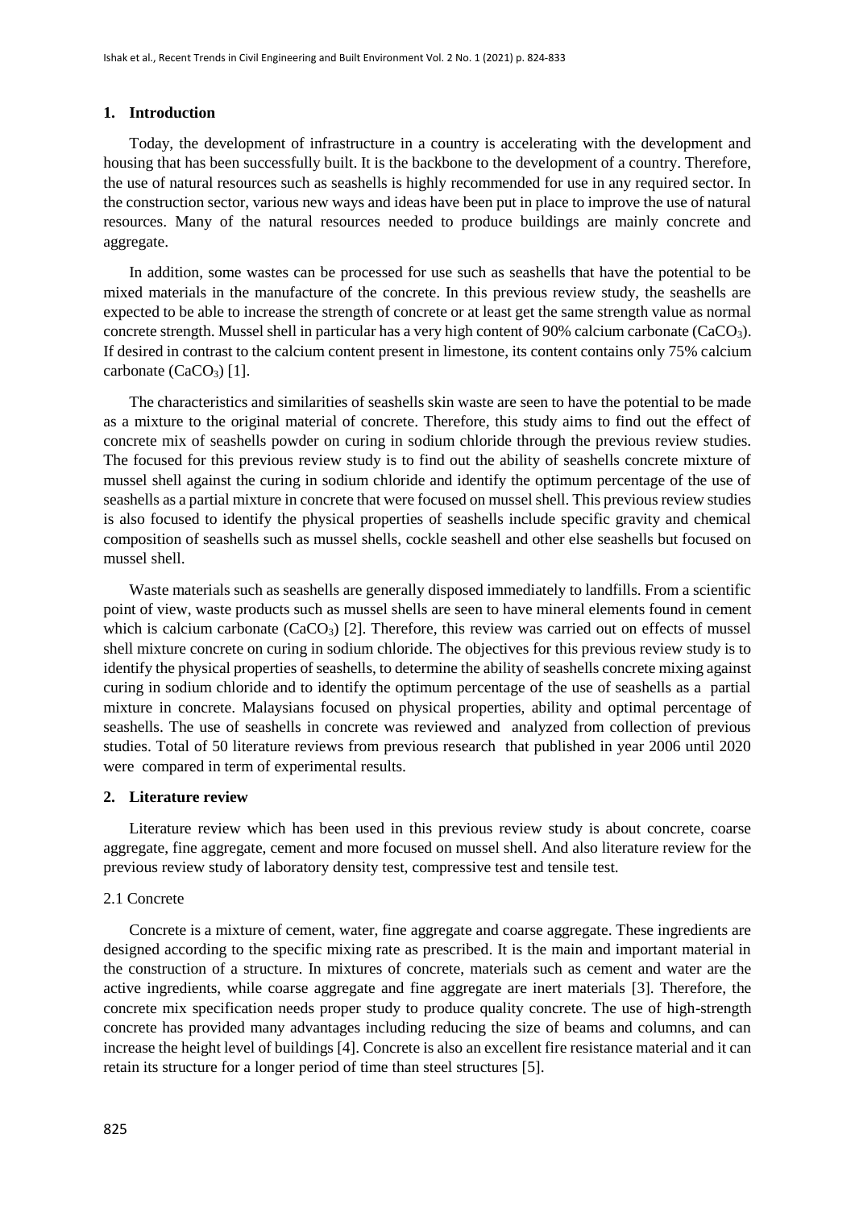## 1. Introduction

Today, the development of infrastructure in a country is accelerating with the development and housing that has been successfully built. It is the backbone to the development of a country. Therefore, the use of natural resources such as seashells is highly recommended for use in any required sector. In the construction sector, various new ways and ideas have been put in place to improve the use of natural resources. Many of the natural resources needed to produce buildings are mainly concrete and aggregate.

In addition, some wastes can be processed for use such as seashells that have the potential to be mixed materials in the manufacture of the concrete. In this previous review study, the seashells are expected to be able to increase the strength of concrete or at least get the same strength value as normal concrete strength. Mussel shell in particular has a very high content of 90% calcium carbonate ($CaCO_3$). If desired in contrast to the calcium content present in limestone, its content contains only 75% calcium carbonate ($CaCO_3$) [1].

The characteristics and similarities of seashells skin waste are seen to have the potential to be made as a mixture to the original material of concrete. Therefore, this study aims to find out the effect of concrete mix of seashells powder on curing in sodium chloride through the previous review studies. The focused for this previous review study is to find out the ability of seashells concrete mixture of mussel shell against the curing in sodium chloride and identify the optimum percentage of the use of seashells as a partial mixture in concrete that were focused on mussel shell. This previous review studies is also focused to identify the physical properties of seashells include specific gravity and chemical composition of seashells such as mussel shells, cockle seashell and other else seashells but focused on mussel shell.

Waste materials such as seashells are generally disposed immediately to landfills. From a scientific point of view, waste products such as mussel shells are seen to have mineral elements found in cement which is calcium carbonate ($CaCO_3$) [2]. Therefore, this review was carried out on effects of mussel shell mixture concrete on curing in sodium chloride. The objectives for this previous review study is to identify the physical properties of seashells, to determine the ability of seashells concrete mixing against curing in sodium chloride and to identify the optimum percentage of the use of seashells as a partial mixture in concrete. Malaysians focused on physical properties, ability and optimal percentage of seashells. The use of seashells in concrete was reviewed and analyzed from collection of previous studies. Total of 50 literature reviews from previous research that published in year 2006 until 2020 were compared in term of experimental results.

## 2. Literature review

Literature review which has been used in this previous review study is about concrete, coarse aggregate, fine aggregate, cement and more focused on mussel shell. And also literature review for the previous review study of laboratory density test, compressive test and tensile test.

### 2.1 Concrete

Concrete is a mixture of cement, water, fine aggregate and coarse aggregate. These ingredients are designed according to the specific mixing rate as prescribed. It is the main and important material in the construction of a structure. In mixtures of concrete, materials such as cement and water are the active ingredients, while coarse aggregate and fine aggregate are inert materials [3]. Therefore, the concrete mix specification needs proper study to produce quality concrete. The use of high-strength concrete has provided many advantages including reducing the size of beams and columns, and can increase the height level of buildings [4]. Concrete is also an excellent fire resistance material and it can retain its structure for a longer period of time than steel structures [5].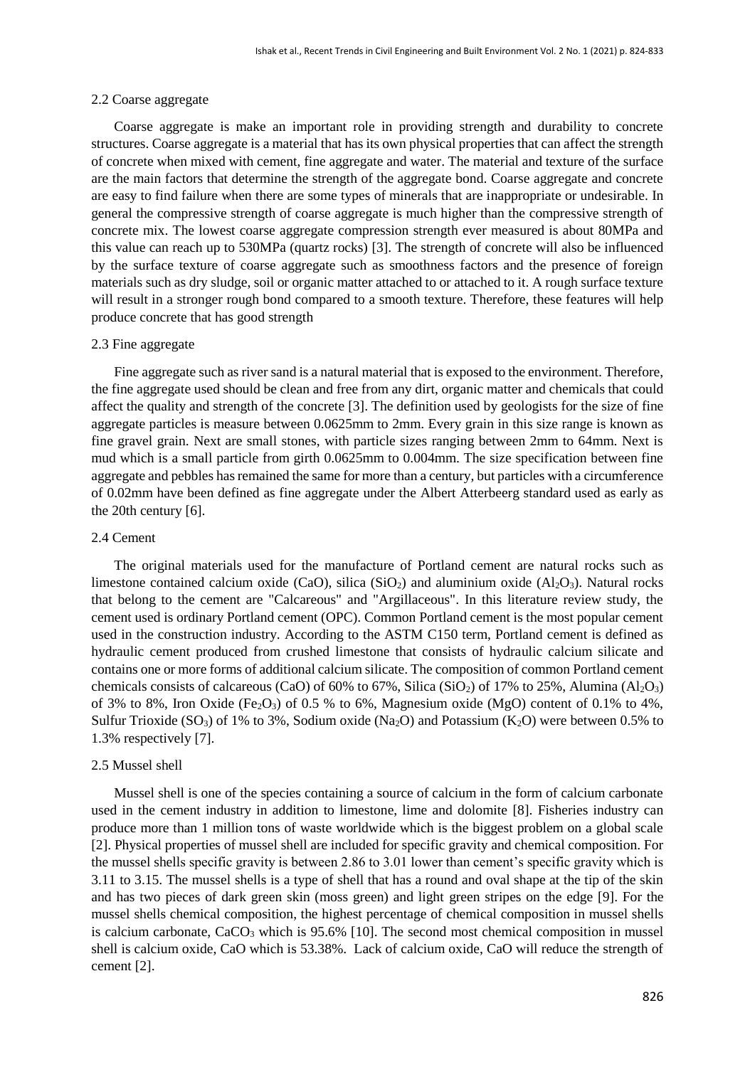### 2.2 Coarse aggregate

Coarse aggregate is make an important role in providing strength and durability to concrete structures. Coarse aggregate is a material that has its own physical properties that can affect the strength of concrete when mixed with cement, fine aggregate and water. The material and texture of the surface are the main factors that determine the strength of the aggregate bond. Coarse aggregate and concrete are easy to find failure when there are some types of minerals that are inappropriate or undesirable. In general the compressive strength of coarse aggregate is much higher than the compressive strength of concrete mix. The lowest coarse aggregate compression strength ever measured is about 80MPa and this value can reach up to 530MPa (quartz rocks) [3]. The strength of concrete will also be influenced by the surface texture of coarse aggregate such as smoothness factors and the presence of foreign materials such as dry sludge, soil or organic matter attached to or attached to it. A rough surface texture will result in a stronger rough bond compared to a smooth texture. Therefore, these features will help produce concrete that has good strength

### 2.3 Fine aggregate

Fine aggregate such as river sand is a natural material that is exposed to the environment. Therefore, the fine aggregate used should be clean and free from any dirt, organic matter and chemicals that could affect the quality and strength of the concrete [3]. The definition used by geologists for the size of fine aggregate particles is measure between 0.0625mm to 2mm. Every grain in this size range is known as fine gravel grain. Next are small stones, with particle sizes ranging between 2mm to 64mm. Next is mud which is a small particle from girth 0.0625mm to 0.004mm. The size specification between fine aggregate and pebbles has remained the same for more than a century, but particles with a circumference of 0.02mm have been defined as fine aggregate under the Albert Atterbeerg standard used as early as the 20th century [6].

### 2.4 Cement

The original materials used for the manufacture of Portland cement are natural rocks such as limestone contained calcium oxide ($CaO$), silica ($SiO_2$) and aluminium oxide ($Al_2O_3$). Natural rocks that belong to the cement are "Calcareous" and "Argillaceous". In this literature review study, the cement used is ordinary Portland cement (OPC). Common Portland cement is the most popular cement used in the construction industry. According to the ASTM C150 term, Portland cement is defined as hydraulic cement produced from crushed limestone that consists of hydraulic calcium silicate and contains one or more forms of additional calcium silicate. The composition of common Portland cement chemicals consists of calcareous ($CaO$) of 60% to 67%, Silica ($SiO_2$) of 17% to 25%, Alumina ($Al_2O_3$) of 3% to 8%, Iron Oxide ($Fe_2O_3$) of 0.5 % to 6%, Magnesium oxide ($MgO$) content of 0.1% to 4%, Sulfur Trioxide ($SO_3$) of 1% to 3%, Sodium oxide ($Na_2O$) and Potassium ($K_2O$) were between 0.5% to 1.3% respectively [7].

### 2.5 Mussel shell

Mussel shell is one of the species containing a source of calcium in the form of calcium carbonate used in the cement industry in addition to limestone, lime and dolomite [8]. Fisheries industry can produce more than 1 million tons of waste worldwide which is the biggest problem on a global scale [2]. Physical properties of mussel shell are included for specific gravity and chemical composition. For the mussel shells specific gravity is between 2.86 to 3.01 lower than cement's specific gravity which is 3.11 to 3.15. The mussel shells is a type of shell that has a round and oval shape at the tip of the skin and has two pieces of dark green skin (moss green) and light green stripes on the edge [9]. For the mussel shells chemical composition, the highest percentage of chemical composition in mussel shells is calcium carbonate, $CaCO_3$ which is 95.6% [10]. The second most chemical composition in mussel shell is calcium oxide, $CaO$ which is 53.38%. Lack of calcium oxide, $CaO$ will reduce the strength of cement [2].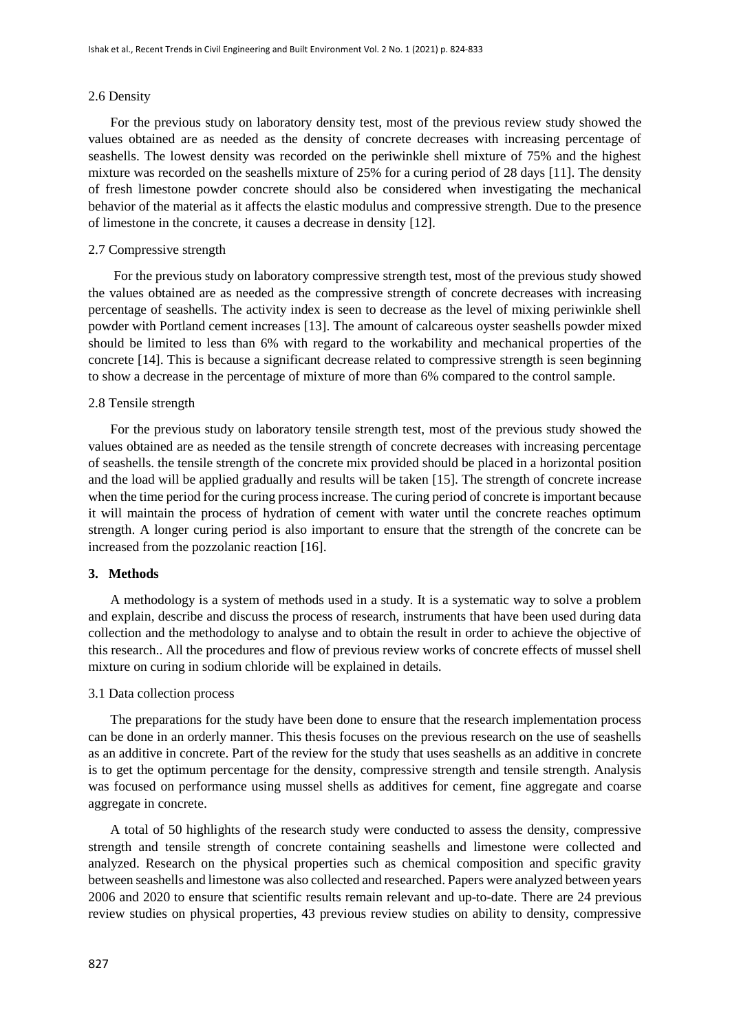### 2.6 Density

For the previous study on laboratory density test, most of the previous review study showed the values obtained are as needed as the density of concrete decreases with increasing percentage of seashells. The lowest density was recorded on the periwinkle shell mixture of 75% and the highest mixture was recorded on the seashells mixture of 25% for a curing period of 28 days [11]. The density of fresh limestone powder concrete should also be considered when investigating the mechanical behavior of the material as it affects the elastic modulus and compressive strength. Due to the presence of limestone in the concrete, it causes a decrease in density [12].

### 2.7 Compressive strength

For the previous study on laboratory compressive strength test, most of the previous study showed the values obtained are as needed as the compressive strength of concrete decreases with increasing percentage of seashells. The activity index is seen to decrease as the level of mixing periwinkle shell powder with Portland cement increases [13]. The amount of calcareous oyster seashells powder mixed should be limited to less than 6% with regard to the workability and mechanical properties of the concrete [14]. This is because a significant decrease related to compressive strength is seen beginning to show a decrease in the percentage of mixture of more than 6% compared to the control sample.

### 2.8 Tensile strength

For the previous study on laboratory tensile strength test, most of the previous study showed the values obtained are as needed as the tensile strength of concrete decreases with increasing percentage of seashells. the tensile strength of the concrete mix provided should be placed in a horizontal position and the load will be applied gradually and results will be taken [15]. The strength of concrete increase when the time period for the curing process increase. The curing period of concrete is important because it will maintain the process of hydration of cement with water until the concrete reaches optimum strength. A longer curing period is also important to ensure that the strength of the concrete can be increased from the pozzolanic reaction [16].

## 3. Methods

A methodology is a system of methods used in a study. It is a systematic way to solve a problem and explain, describe and discuss the process of research, instruments that have been used during data collection and the methodology to analyse and to obtain the result in order to achieve the objective of this research.. All the procedures and flow of previous review works of concrete effects of mussel shell mixture on curing in sodium chloride will be explained in details.

### 3.1 Data collection process

The preparations for the study have been done to ensure that the research implementation process can be done in an orderly manner. This thesis focuses on the previous research on the use of seashells as an additive in concrete. Part of the review for the study that uses seashells as an additive in concrete is to get the optimum percentage for the density, compressive strength and tensile strength. Analysis was focused on performance using mussel shells as additives for cement, fine aggregate and coarse aggregate in concrete.

A total of 50 highlights of the research study were conducted to assess the density, compressive strength and tensile strength of concrete containing seashells and limestone were collected and analyzed. Research on the physical properties such as chemical composition and specific gravity between seashells and limestone was also collected and researched. Papers were analyzed between years 2006 and 2020 to ensure that scientific results remain relevant and up-to-date. There are 24 previous review studies on physical properties, 43 previous review studies on ability to density, compressive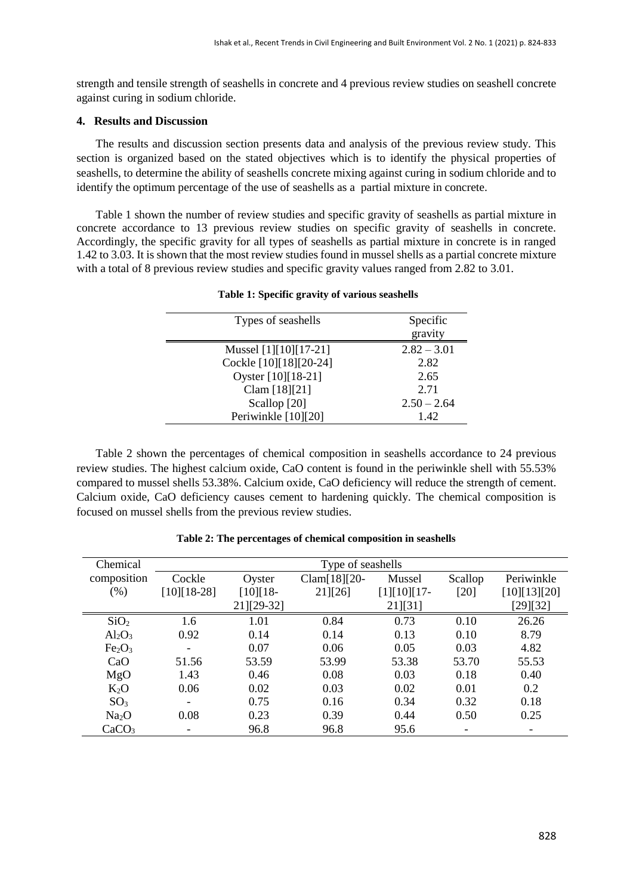strength and tensile strength of seashells in concrete and 4 previous review studies on seashell concrete against curing in sodium chloride.

## 4. Results and Discussion

The results and discussion section presents data and analysis of the previous review study. This section is organized based on the stated objectives which is to identify the physical properties of seashells, to determine the ability of seashells concrete mixing against curing in sodium chloride and to identify the optimum percentage of the use of seashells as a partial mixture in concrete.

Table 1 shown the number of review studies and specific gravity of seashells as partial mixture in concrete accordance to 13 previous review studies on specific gravity of seashells in concrete. Accordingly, the specific gravity for all types of seashells as partial mixture in concrete is in ranged 1.42 to 3.03. It is shown that the most review studies found in mussel shells as a partial concrete mixture with a total of 8 previous review studies and specific gravity values ranged from 2.82 to 3.01.

**Table 1: Specific gravity of various seashells**

| Types of seashells | Specific gravity |
|---|---|
| Mussel [1][10][17-21] | 2.82 – 3.01 |
| Cockle [10][18][20-24] | 2.82 |
| Oyster [10][18-21] | 2.65 |
| Clam [18][21] | 2.71 |
| Scallop [20] | 2.50 – 2.64 |
| Periwinkle [10][20] | 1.42 |

Table 2 shown the percentages of chemical composition in seashells accordance to 24 previous review studies. The highest calcium oxide, CaO content is found in the periwinkle shell with 55.53% compared to mussel shells 53.38%. Calcium oxide, CaO deficiency will reduce the strength of cement. Calcium oxide, CaO deficiency causes cement to hardening quickly. The chemical composition is focused on mussel shells from the previous review studies.

**Table 2: The percentages of chemical composition in seashells**

| Chemical composition (%) | Type of seashells | | | | | |
|---|---|---|---|---|---|---|
| | Cockle [10][18-28] | Oyster [10][18-21][29-32] | Clam[18][20-21][26] | Mussel [1][10][17-21][31] | Scallop [20] | Periwinkle [10][13][20] [29][32] |
| $SiO_2$ | 1.6 | 1.01 | 0.84 | 0.73 | 0.10 | 26.26 |
| $Al_2O_3$ | 0.92 | 0.14 | 0.14 | 0.13 | 0.10 | 8.79 |
| $Fe_2O_3$ | - | 0.07 | 0.06 | 0.05 | 0.03 | 4.82 |
| CaO | 51.56 | 53.59 | 53.99 | 53.38 | 53.70 | 55.53 |
| MgO | 1.43 | 0.46 | 0.08 | 0.03 | 0.18 | 0.40 |
| $K_2O$ | 0.06 | 0.02 | 0.03 | 0.02 | 0.01 | 0.2 |
| $SO_3$ | - | 0.75 | 0.16 | 0.34 | 0.32 | 0.18 |
| $Na_2O$ | 0.08 | 0.23 | 0.39 | 0.44 | 0.50 | 0.25 |
| $CaCO_3$ | - | 96.8 | 96.8 | 95.6 | - | - |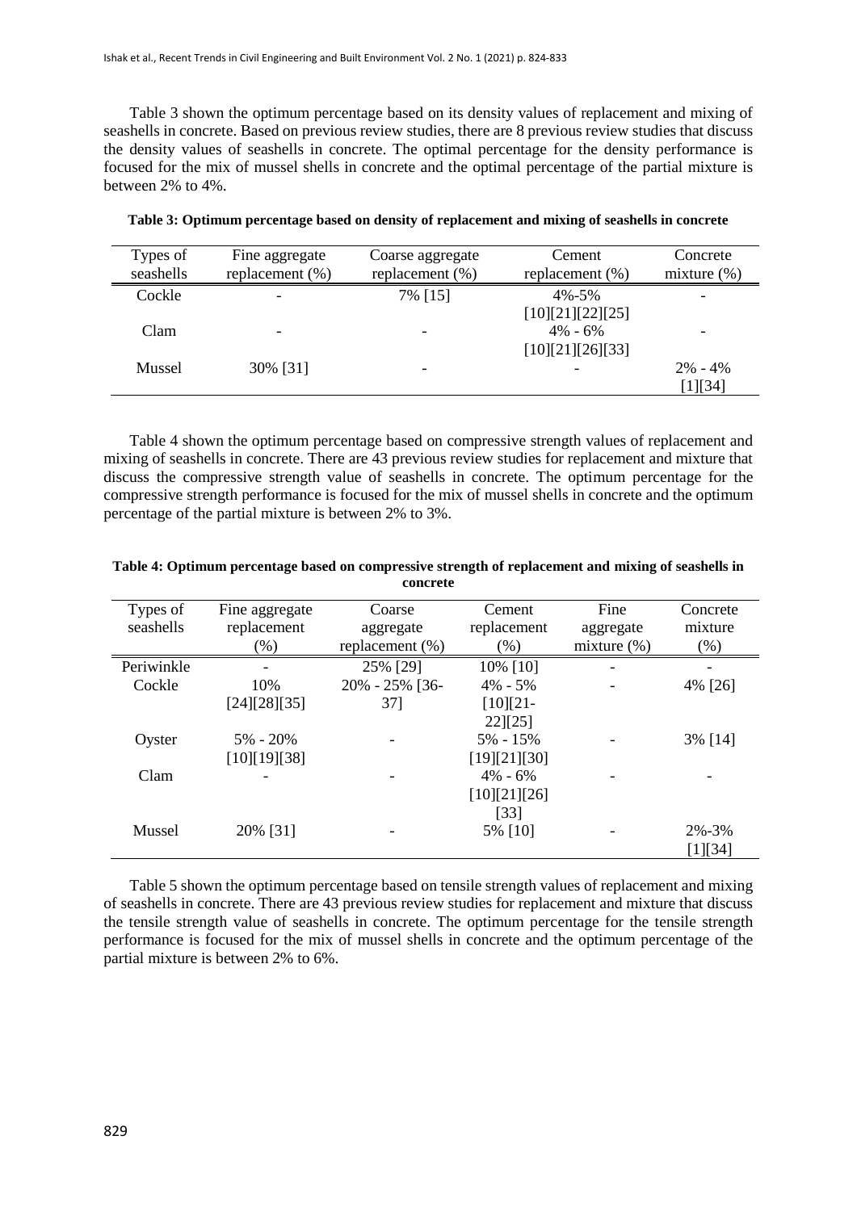Table 3 shown the optimum percentage based on its density values of replacement and mixing of seashells in concrete. Based on previous review studies, there are 8 previous review studies that discuss the density values of seashells in concrete. The optimal percentage for the density performance is focused for the mix of mussel shells in concrete and the optimal percentage of the partial mixture is between 2% to 4%.

**Table 3: Optimum percentage based on density of replacement and mixing of seashells in concrete**

| Types of seashells | Fine aggregate replacement (%) | Coarse aggregate replacement (%) | Cement replacement (%) | Concrete mixture (%) |
|---|---|---|---|---|
| Cockle | - | 7% [15] | 4%-5% [10][21][22][25] | - |
| Clam | - | - | 4% - 6% [10][21][26][33] | - |
| Mussel | 30% [31] | - | - | 2% - 4% [1][34] |

Table 4 shown the optimum percentage based on compressive strength values of replacement and mixing of seashells in concrete. There are 43 previous review studies for replacement and mixture that discuss the compressive strength value of seashells in concrete. The optimum percentage for the compressive strength performance is focused for the mix of mussel shells in concrete and the optimum percentage of the partial mixture is between 2% to 3%.

**Table 4: Optimum percentage based on compressive strength of replacement and mixing of seashells in concrete**

| Types of seashells | Fine aggregate replacement (%) | Coarse aggregate replacement (%) | Cement replacement (%) | Fine aggregate mixture (%) | Concrete mixture (%) |
|---|---|---|---|---|---|
| Periwinkle | - | 25% [29] | 10% [10] | - | - |
| Cockle | 10% [24][28][35] | 20% - 25% [36-37] | 4% - 5% [10][21-22][25] | - | 4% [26] |
| Oyster | 5% - 20% [10][19][38] | - | 5% - 15% [19][21][30] | - | 3% [14] |
| Clam | - | - | 4% - 6% [10][21][26] [33] | - | - |
| Mussel | 20% [31] | - | 5% [10] | - | 2%-3% [1][34] |

Table 5 shown the optimum percentage based on tensile strength values of replacement and mixing of seashells in concrete. There are 43 previous review studies for replacement and mixture that discuss the tensile strength value of seashells in concrete. The optimum percentage for the tensile strength performance is focused for the mix of mussel shells in concrete and the optimum percentage of the partial mixture is between 2% to 6%.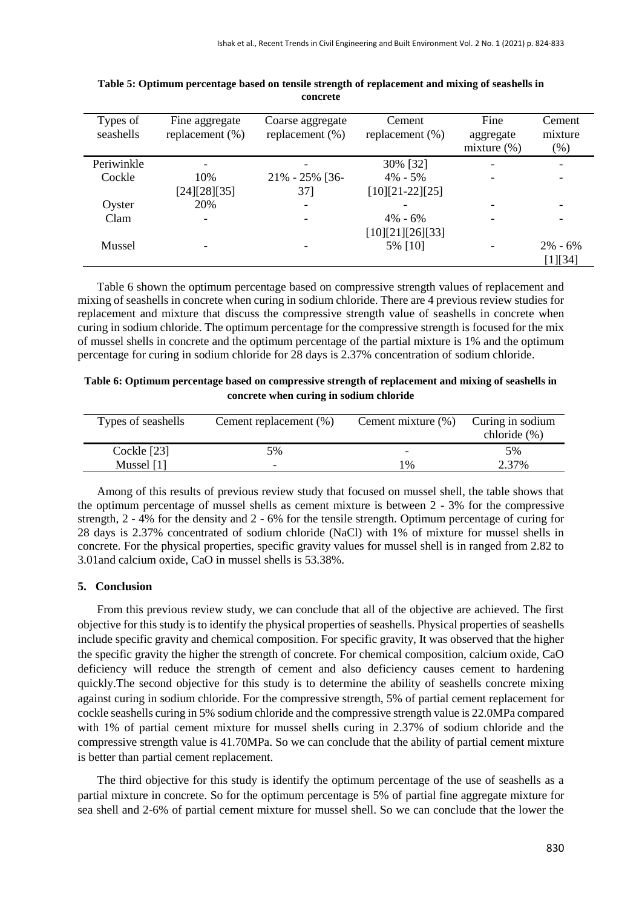**Table 5: Optimum percentage based on tensile strength of replacement and mixing of seashells in concrete**

| Types of seashells | Fine aggregate replacement (%) | Coarse aggregate replacement (%) | Cement replacement (%) | Fine aggregate mixture (%) | Cement mixture (%) |
|---|---|---|---|---|---|
| Periwinkle | - | - | 30% [32] | - | - |
| Cockle | 10% [24][28][35] | 21% - 25% [36-37] | 4% - 5% [10][21-22][25] | - | - |
| Oyster | 20% | - | - | - | - |
| Clam | - | - | 4% - 6% [10][21][26][33] | - | - |
| Mussel | - | - | 5% [10] | - | 2% - 6% [1][34] |

Table 6 shown the optimum percentage based on compressive strength values of replacement and mixing of seashells in concrete when curing in sodium chloride. There are 4 previous review studies for replacement and mixture that discuss the compressive strength value of seashells in concrete when curing in sodium chloride. The optimum percentage for the compressive strength is focused for the mix of mussel shells in concrete and the optimum percentage of the partial mixture is 1% and the optimum percentage for curing in sodium chloride for 28 days is 2.37% concentration of sodium chloride.

**Table 6: Optimum percentage based on compressive strength of replacement and mixing of seashells in concrete when curing in sodium chloride**

| Types of seashells | Cement replacement (%) | Cement mixture (%) | Curing in sodium chloride (%) |
|---|---|---|---|
| Cockle [23] | 5% | - | 5% |
| Mussel [1] | - | 1% | 2.37% |

Among of this results of previous review study that focused on mussel shell, the table shows that the optimum percentage of mussel shells as cement mixture is between 2 - 3% for the compressive strength, 2 - 4% for the density and 2 - 6% for the tensile strength. Optimum percentage of curing for 28 days is 2.37% concentrated of sodium chloride (NaCl) with 1% of mixture for mussel shells in concrete. For the physical properties, specific gravity values for mussel shell is in ranged from 2.82 to 3.01and calcium oxide, CaO in mussel shells is 53.38%.

## 5. Conclusion

From this previous review study, we can conclude that all of the objective are achieved. The first objective for this study is to identify the physical properties of seashells. Physical properties of seashells include specific gravity and chemical composition. For specific gravity, It was observed that the higher the specific gravity the higher the strength of concrete. For chemical composition, calcium oxide, CaO deficiency will reduce the strength of cement and also deficiency causes cement to hardening quickly.The second objective for this study is to determine the ability of seashells concrete mixing against curing in sodium chloride. For the compressive strength, 5% of partial cement replacement for cockle seashells curing in 5% sodium chloride and the compressive strength value is 22.0MPa compared with 1% of partial cement mixture for mussel shells curing in 2.37% of sodium chloride and the compressive strength value is 41.70MPa. So we can conclude that the ability of partial cement mixture is better than partial cement replacement.

The third objective for this study is identify the optimum percentage of the use of seashells as a partial mixture in concrete. So for the optimum percentage is 5% of partial fine aggregate mixture for sea shell and 2-6% of partial cement mixture for mussel shell. So we can conclude that the lower the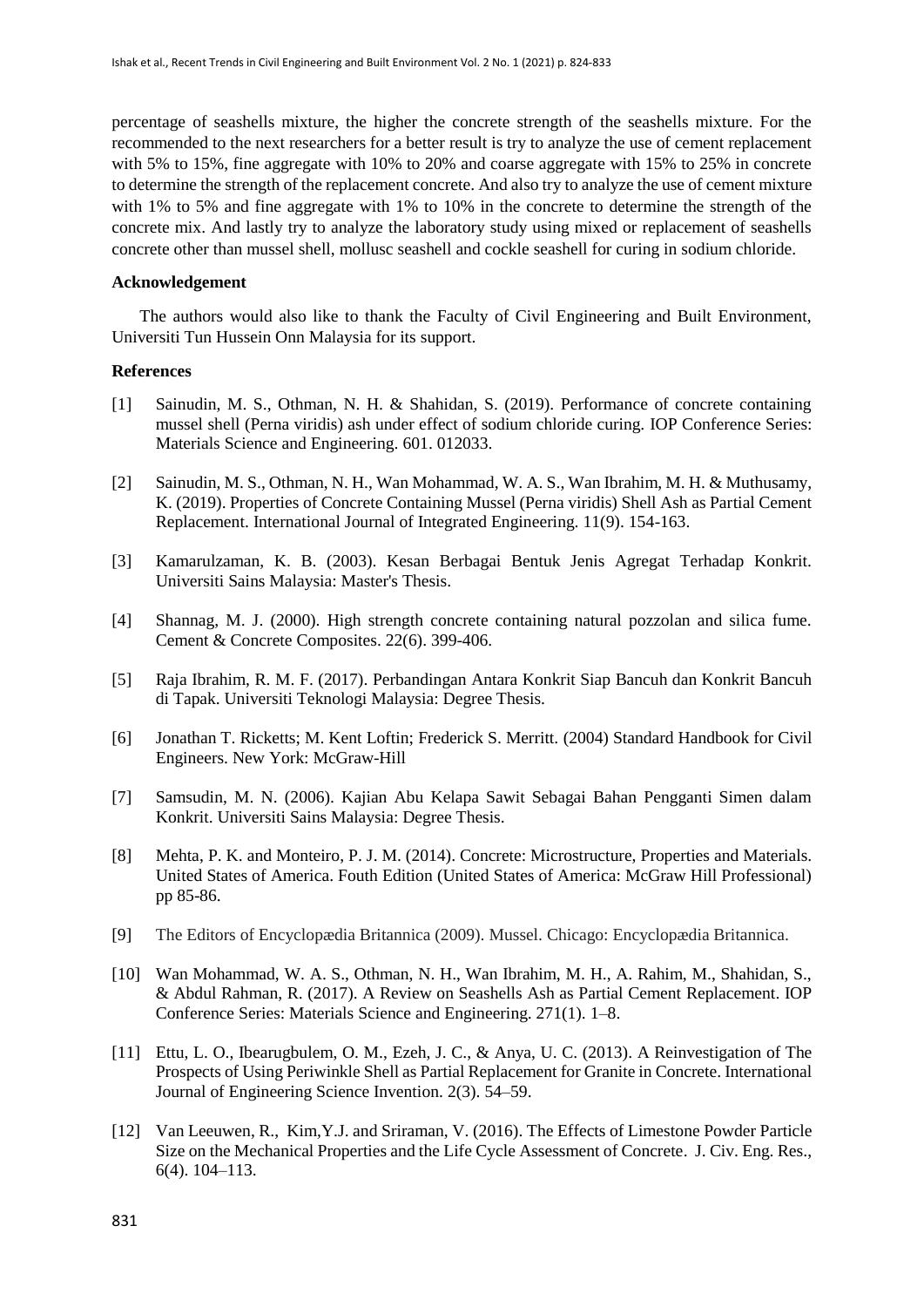percentage of seashells mixture, the higher the concrete strength of the seashells mixture. For the recommended to the next researchers for a better result is try to analyze the use of cement replacement with 5% to 15%, fine aggregate with 10% to 20% and coarse aggregate with 15% to 25% in concrete to determine the strength of the replacement concrete. And also try to analyze the use of cement mixture with 1% to 5% and fine aggregate with 1% to 10% in the concrete to determine the strength of the concrete mix. And lastly try to analyze the laboratory study using mixed or replacement of seashells concrete other than mussel shell, mollusc seashell and cockle seashell for curing in sodium chloride.

## Acknowledgement

The authors would also like to thank the Faculty of Civil Engineering and Built Environment, Universiti Tun Hussein Onn Malaysia for its support.

## References

[1] Sainudin, M. S., Othman, N. H. & Shahidan, S. (2019). Performance of concrete containing mussel shell (Perna viridis) ash under effect of sodium chloride curing. IOP Conference Series: Materials Science and Engineering. 601. 012033.

[2] Sainudin, M. S., Othman, N. H., Wan Mohammad, W. A. S., Wan Ibrahim, M. H. & Muthusamy, K. (2019). Properties of Concrete Containing Mussel (Perna viridis) Shell Ash as Partial Cement Replacement. International Journal of Integrated Engineering. 11(9). 154-163.

[3] Kamarulzaman, K. B. (2003). Kesan Berbagai Bentuk Jenis Agregat Terhadap Konkrit. Universiti Sains Malaysia: Master's Thesis.

[4] Shannag, M. J. (2000). High strength concrete containing natural pozzolan and silica fume. Cement & Concrete Composites. 22(6). 399-406.

[5] Raja Ibrahim, R. M. F. (2017). Perbandingan Antara Konkrit Siap Bancuh dan Konkrit Bancuh di Tapak. Universiti Teknologi Malaysia: Degree Thesis.

[6] Jonathan T. Ricketts; M. Kent Loftin; Frederick S. Merritt. (2004) Standard Handbook for Civil Engineers. New York: McGraw-Hill

[7] Samsudin, M. N. (2006). Kajian Abu Kelapa Sawit Sebagai Bahan Pengganti Simen dalam Konkrit. Universiti Sains Malaysia: Degree Thesis.

[8] Mehta, P. K. and Monteiro, P. J. M. (2014). Concrete: Microstructure, Properties and Materials. United States of America. Fouth Edition (United States of America: McGraw Hill Professional) pp 85-86.

[9] The Editors of Encyclopædia Britannica (2009). Mussel. Chicago: Encyclopædia Britannica.

[10] Wan Mohammad, W. A. S., Othman, N. H., Wan Ibrahim, M. H., A. Rahim, M., Shahidan, S., & Abdul Rahman, R. (2017). A Review on Seashells Ash as Partial Cement Replacement. IOP Conference Series: Materials Science and Engineering. 271(1). 1–8.

[11] Ettu, L. O., Ibearugbulem, O. M., Ezeh, J. C., & Anya, U. C. (2013). A Reinvestigation of The Prospects of Using Periwinkle Shell as Partial Replacement for Granite in Concrete. International Journal of Engineering Science Invention. 2(3). 54–59.

[12] Van Leeuwen, R., Kim,Y.J. and Sriraman, V. (2016). The Effects of Limestone Powder Particle Size on the Mechanical Properties and the Life Cycle Assessment of Concrete. J. Civ. Eng. Res., 6(4). 104–113.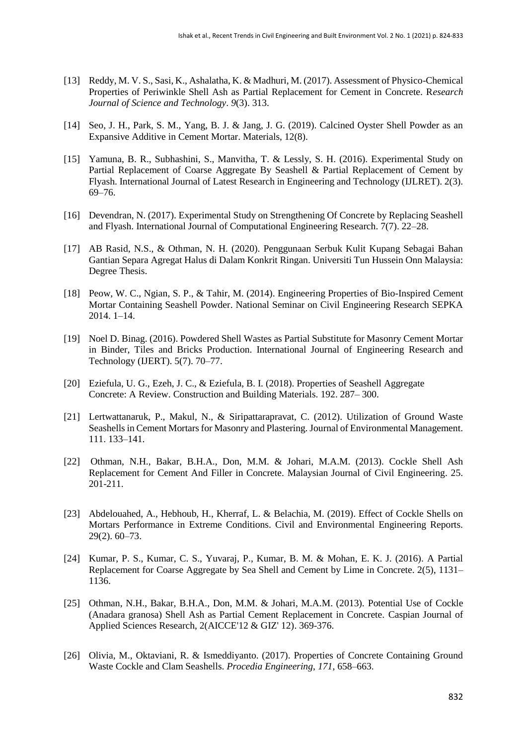[13] Reddy, M. V. S., Sasi, K., Ashalatha, K. & Madhuri, M. (2017). Assessment of Physico-Chemical Properties of Periwinkle Shell Ash as Partial Replacement for Cement in Concrete. R*esearch Journal of Science and Technology*. *9*(3). 313.

[14] Seo, J. H., Park, S. M., Yang, B. J. & Jang, J. G. (2019). Calcined Oyster Shell Powder as an Expansive Additive in Cement Mortar. Materials, 12(8).

[15] Yamuna, B. R., Subhashini, S., Manvitha, T. & Lessly, S. H. (2016). Experimental Study on Partial Replacement of Coarse Aggregate By Seashell & Partial Replacement of Cement by Flyash. International Journal of Latest Research in Engineering and Technology (IJLRET). 2(3). 69–76.

[16] Devendran, N. (2017). Experimental Study on Strengthening Of Concrete by Replacing Seashell and Flyash. International Journal of Computational Engineering Research. 7(7). 22–28.

[17] AB Rasid, N.S., & Othman, N. H. (2020). Penggunaan Serbuk Kulit Kupang Sebagai Bahan Gantian Separa Agregat Halus di Dalam Konkrit Ringan. Universiti Tun Hussein Onn Malaysia: Degree Thesis.

[18] Peow, W. C., Ngian, S. P., & Tahir, M. (2014). Engineering Properties of Bio-Inspired Cement Mortar Containing Seashell Powder. National Seminar on Civil Engineering Research SEPKA 2014. 1–14.

[19] Noel D. Binag. (2016). Powdered Shell Wastes as Partial Substitute for Masonry Cement Mortar in Binder, Tiles and Bricks Production. International Journal of Engineering Research and Technology (IJERT). 5(7). 70–77.

[20] Eziefula, U. G., Ezeh, J. C., & Eziefula, B. I. (2018). Properties of Seashell Aggregate Concrete: A Review. Construction and Building Materials. 192. 287– 300.

[21] Lertwattanaruk, P., Makul, N., & Siripattarapravat, C. (2012). Utilization of Ground Waste Seashells in Cement Mortars for Masonry and Plastering. Journal of Environmental Management. 111. 133–141.

[22] Othman, N.H., Bakar, B.H.A., Don, M.M. & Johari, M.A.M. (2013). Cockle Shell Ash Replacement for Cement And Filler in Concrete. Malaysian Journal of Civil Engineering. 25. 201-211.

[23] Abdelouahed, A., Hebhoub, H., Kherraf, L. & Belachia, M. (2019). Effect of Cockle Shells on Mortars Performance in Extreme Conditions. Civil and Environmental Engineering Reports. 29(2). 60–73.

[24] Kumar, P. S., Kumar, C. S., Yuvaraj, P., Kumar, B. M. & Mohan, E. K. J. (2016). A Partial Replacement for Coarse Aggregate by Sea Shell and Cement by Lime in Concrete. 2(5), 1131–1136.

[25] Othman, N.H., Bakar, B.H.A., Don, M.M. & Johari, M.A.M. (2013). Potential Use of Cockle (Anadara granosa) Shell Ash as Partial Cement Replacement in Concrete. Caspian Journal of Applied Sciences Research, 2(AICCE'12 & GIZ' 12). 369-376.

[26] Olivia, M., Oktaviani, R. & Ismeddiyanto. (2017). Properties of Concrete Containing Ground Waste Cockle and Clam Seashells. *Procedia Engineering*, *171*, 658–663.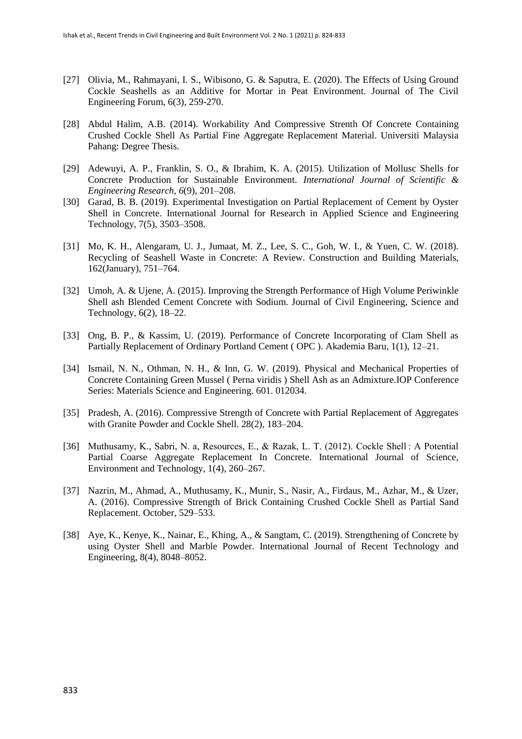[27] Olivia, M., Rahmayani, I. S., Wibisono, G. & Saputra, E. (2020). The Effects of Using Ground Cockle Seashells as an Additive for Mortar in Peat Environment. Journal of The Civil Engineering Forum, 6(3), 259-270.

[28] Abdul Halim, A.B. (2014). Workability And Compressive Strenth Of Concrete Containing Crushed Cockle Shell As Partial Fine Aggregate Replacement Material. Universiti Malaysia Pahang: Degree Thesis.

[29] Adewuyi, A. P., Franklin, S. O., & Ibrahim, K. A. (2015). Utilization of Mollusc Shells for Concrete Production for Sustainable Environment. *International Journal of Scientific & Engineering Research*, *6*(9), 201–208.

[30] Garad, B. B. (2019). Experimental Investigation on Partial Replacement of Cement by Oyster Shell in Concrete. International Journal for Research in Applied Science and Engineering Technology, 7(5), 3503–3508.

[31] Mo, K. H., Alengaram, U. J., Jumaat, M. Z., Lee, S. C., Goh, W. I., & Yuen, C. W. (2018). Recycling of Seashell Waste in Concrete: A Review. Construction and Building Materials, 162(January), 751–764.

[32] Umoh, A. & Ujene, A. (2015). Improving the Strength Performance of High Volume Periwinkle Shell ash Blended Cement Concrete with Sodium. Journal of Civil Engineering, Science and Technology, 6(2), 18–22.

[33] Ong, B. P., & Kassim, U. (2019). Performance of Concrete Incorporating of Clam Shell as Partially Replacement of Ordinary Portland Cement ( OPC ). Akademia Baru, 1(1), 12–21.

[34] Ismail, N. N., Othman, N. H., & Inn, G. W. (2019). Physical and Mechanical Properties of Concrete Containing Green Mussel ( Perna viridis ) Shell Ash as an Admixture.IOP Conference Series: Materials Science and Engineering. 601. 012034.

[35] Pradesh, A. (2016). Compressive Strength of Concrete with Partial Replacement of Aggregates with Granite Powder and Cockle Shell. 28(2), 183–204.

[36] Muthusamy, K., Sabri, N. a, Resources, E., & Razak, L. T. (2012). Cockle Shell : A Potential Partial Coarse Aggregate Replacement In Concrete. International Journal of Science, Environment and Technology, 1(4), 260–267.

[37] Nazrin, M., Ahmad, A., Muthusamy, K., Munir, S., Nasir, A., Firdaus, M., Azhar, M., & Uzer, A. (2016). Compressive Strength of Brick Containing Crushed Cockle Shell as Partial Sand Replacement. October, 529–533.

[38] Aye, K., Kenye, K., Nainar, E., Khing, A., & Sangtam, C. (2019). Strengthening of Concrete by using Oyster Shell and Marble Powder. International Journal of Recent Technology and Engineering, 8(4), 8048–8052.